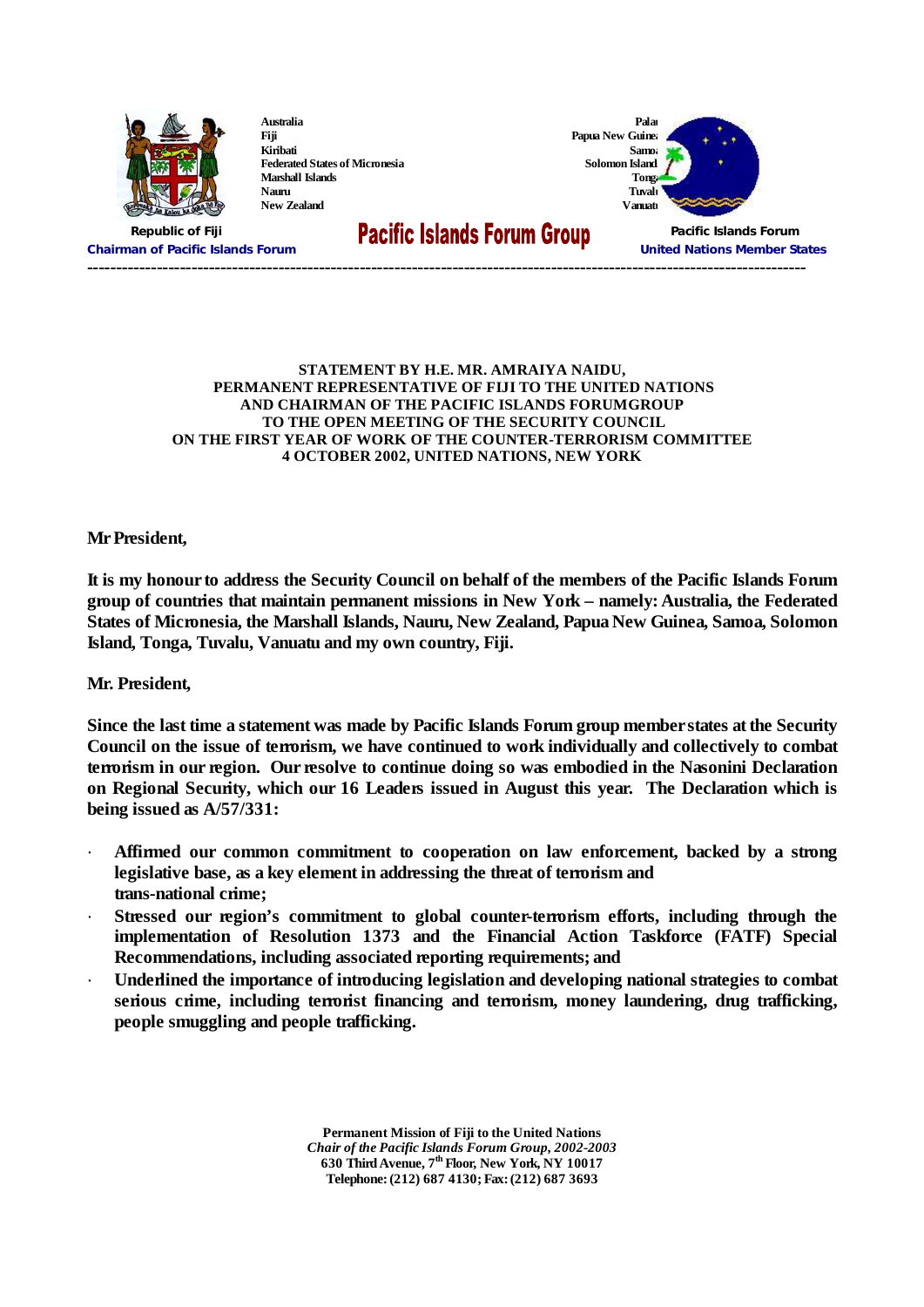Australia
Fiji
Kiribati
Federated States of Micronesia
Marshall Islands
Nauru
New Zealand

Palau
Papua New Guinea
Samoa
Solomon Island
Tonga
Tuvalu
Vanuatu

**Republic of Fiji**
**Chairman of Pacific Islands Forum**

# Pacific Islands Forum Group

**Pacific Islands Forum**
**United Nations Member States**

---

**STATEMENT BY H.E. MR. AMRAIYA NAIDU,**
**PERMANENT REPRESENTATIVE OF FIJI TO THE UNITED NATIONS**
**AND CHAIRMAN OF THE PACIFIC ISLANDS FORUMGROUP**
**TO THE OPEN MEETING OF THE SECURITY COUNCIL**
**ON THE FIRST YEAR OF WORK OF THE COUNTER-TERRORISM COMMITTEE**
**4 OCTOBER 2002, UNITED NATIONS, NEW YORK**

**Mr President,**

**It is my honour to address the Security Council on behalf of the members of the Pacific Islands Forum group of countries that maintain permanent missions in New York – namely: Australia, the Federated States of Micronesia, the Marshall Islands, Nauru, New Zealand, Papua New Guinea, Samoa, Solomon Island, Tonga, Tuvalu, Vanuatu and my own country, Fiji.**

**Mr. President,**

**Since the last time a statement was made by Pacific Islands Forum group member states at the Security Council on the issue of terrorism, we have continued to work individually and collectively to combat terrorism in our region. Our resolve to continue doing so was embodied in the Nasonini Declaration on Regional Security, which our 16 Leaders issued in August this year. The Declaration which is being issued as A/57/331:**

- **Affirmed our common commitment to cooperation on law enforcement, backed by a strong legislative base, as a key element in addressing the threat of terrorism and trans-national crime;**
- **Stressed our region's commitment to global counter-terrorism efforts, including through the implementation of Resolution 1373 and the Financial Action Taskforce (FATF) Special Recommendations, including associated reporting requirements; and**
- **Underlined the importance of introducing legislation and developing national strategies to combat serious crime, including terrorist financing and terrorism, money laundering, drug trafficking, people smuggling and people trafficking.**

**Permanent Mission of Fiji to the United Nations**
***Chair of the Pacific Islands Forum Group, 2002-2003***
**630 Third Avenue, 7th Floor, New York, NY 10017**
**Telephone: (212) 687 4130; Fax: (212) 687 3693**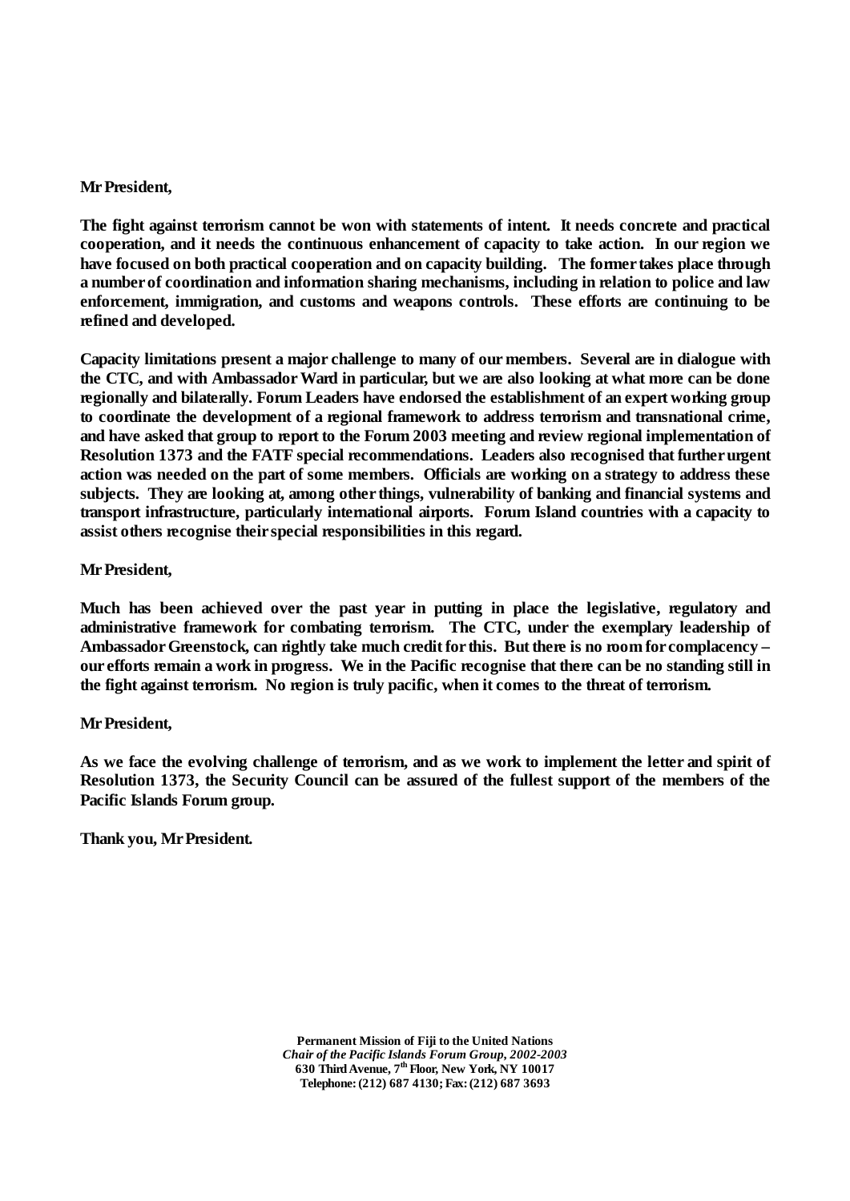**Mr President,**

**The fight against terrorism cannot be won with statements of intent. It needs concrete and practical cooperation, and it needs the continuous enhancement of capacity to take action. In our region we have focused on both practical cooperation and on capacity building. The former takes place through a number of coordination and information sharing mechanisms, including in relation to police and law enforcement, immigration, and customs and weapons controls. These efforts are continuing to be refined and developed.**

**Capacity limitations present a major challenge to many of our members. Several are in dialogue with the CTC, and with Ambassador Ward in particular, but we are also looking at what more can be done regionally and bilaterally. Forum Leaders have endorsed the establishment of an expert working group to coordinate the development of a regional framework to address terrorism and transnational crime, and have asked that group to report to the Forum 2003 meeting and review regional implementation of Resolution 1373 and the FATF special recommendations. Leaders also recognised that further urgent action was needed on the part of some members. Officials are working on a strategy to address these subjects. They are looking at, among other things, vulnerability of banking and financial systems and transport infrastructure, particularly international airports. Forum Island countries with a capacity to assist others recognise their special responsibilities in this regard.**

**Mr President,**

**Much has been achieved over the past year in putting in place the legislative, regulatory and administrative framework for combating terrorism. The CTC, under the exemplary leadership of Ambassador Greenstock, can rightly take much credit for this. But there is no room for complacency – our efforts remain a work in progress. We in the Pacific recognise that there can be no standing still in the fight against terrorism. No region is truly pacific, when it comes to the threat of terrorism.**

**Mr President,**

**As we face the evolving challenge of terrorism, and as we work to implement the letter and spirit of Resolution 1373, the Security Council can be assured of the fullest support of the members of the Pacific Islands Forum group.**

**Thank you, Mr President.**